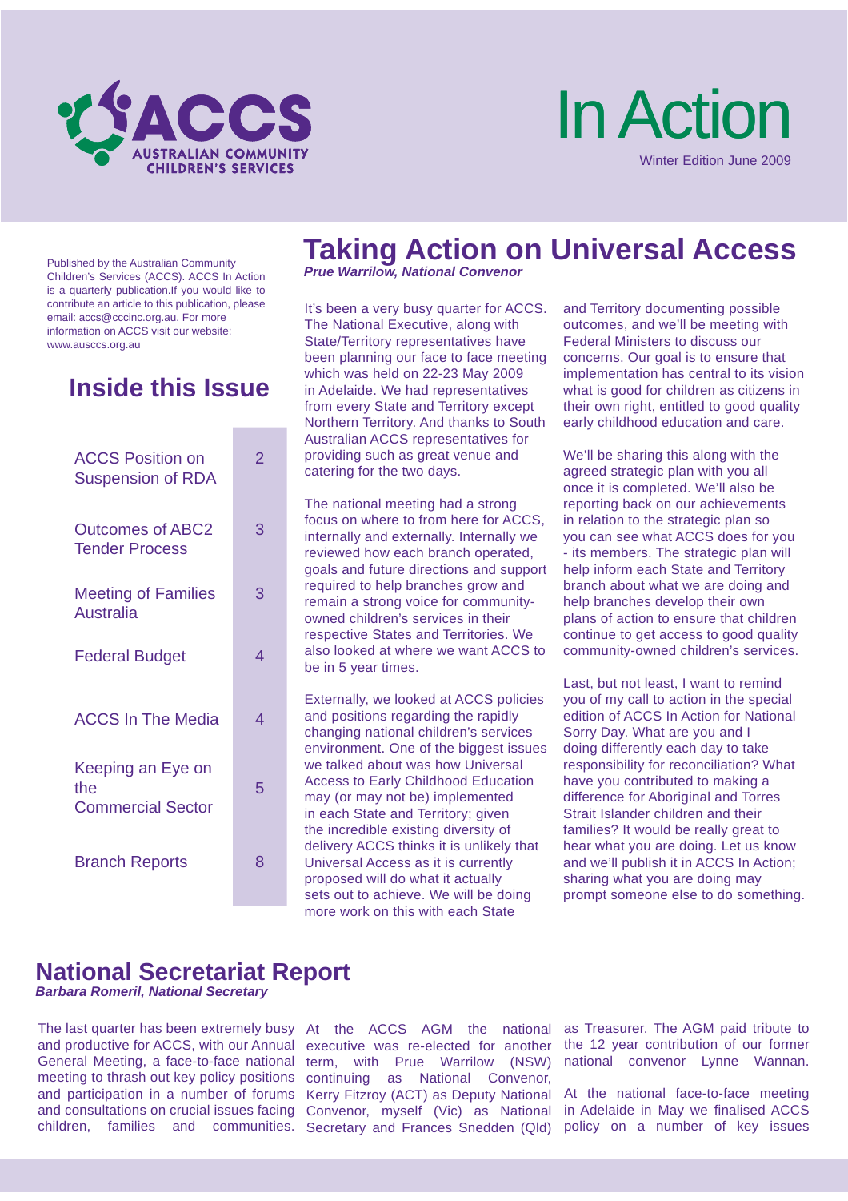ACCS
AUSTRALIAN COMMUNITY CHILDREN'S SERVICES

# In Action

Winter Edition June 2009

Published by the Australian Community Children's Services (ACCS). ACCS In Action is a quarterly publication.If you would like to contribute an article to this publication, please email: accs@cccinc.org.au. For more information on ACCS visit our website: www.ausccs.org.au

## Inside this Issue

| | |
|---|---|
| ACCS Position on Suspension of RDA | 2 |
| Outcomes of ABC2 Tender Process | 3 |
| Meeting of Families Australia | 3 |
| Federal Budget | 4 |
| ACCS In The Media | 4 |
| Keeping an Eye on the Commercial Sector | 5 |
| Branch Reports | 8 |

## Taking Action on Universal Access

***Prue Warrilow, National Convenor***

It's been a very busy quarter for ACCS. The National Executive, along with State/Territory representatives have been planning our face to face meeting which was held on 22-23 May 2009 in Adelaide. We had representatives from every State and Territory except Northern Territory. And thanks to South Australian ACCS representatives for providing such as great venue and catering for the two days.

The national meeting had a strong focus on where to from here for ACCS, internally and externally. Internally we reviewed how each branch operated, goals and future directions and support required to help branches grow and remain a strong voice for community-owned children's services in their respective States and Territories. We also looked at where we want ACCS to be in 5 year times.

Externally, we looked at ACCS policies and positions regarding the rapidly changing national children's services environment. One of the biggest issues we talked about was how Universal Access to Early Childhood Education may (or may not be) implemented in each State and Territory; given the incredible existing diversity of delivery ACCS thinks it is unlikely that Universal Access as it is currently proposed will do what it actually sets out to achieve. We will be doing more work on this with each State and Territory documenting possible outcomes, and we'll be meeting with Federal Ministers to discuss our concerns. Our goal is to ensure that implementation has central to its vision what is good for children as citizens in their own right, entitled to good quality early childhood education and care.

We'll be sharing this along with the agreed strategic plan with you all once it is completed. We'll also be reporting back on our achievements in relation to the strategic plan so you can see what ACCS does for you - its members. The strategic plan will help inform each State and Territory branch about what we are doing and help branches develop their own plans of action to ensure that children continue to get access to good quality community-owned children's services.

Last, but not least, I want to remind you of my call to action in the special edition of ACCS In Action for National Sorry Day. What are you and I doing differently each day to take responsibility for reconciliation? What have you contributed to making a difference for Aboriginal and Torres Strait Islander children and their families? It would be really great to hear what you are doing. Let us know and we'll publish it in ACCS In Action; sharing what you are doing may prompt someone else to do something.

## National Secretariat Report

***Barbara Romeril, National Secretary***

The last quarter has been extremely busy and productive for ACCS, with our Annual General Meeting, a face-to-face national meeting to thrash out key policy positions and participation in a number of forums and consultations on crucial issues facing children, families and communities.

At the ACCS AGM the national executive was re-elected for another term, with Prue Warrilow (NSW) continuing as National Convenor, Kerry Fitzroy (ACT) as Deputy National Convenor, myself (Vic) as National Secretary and Frances Snedden (Qld) as Treasurer. The AGM paid tribute to the 12 year contribution of our former national convenor Lynne Wannan.

At the national face-to-face meeting in Adelaide in May we finalised ACCS policy on a number of key issues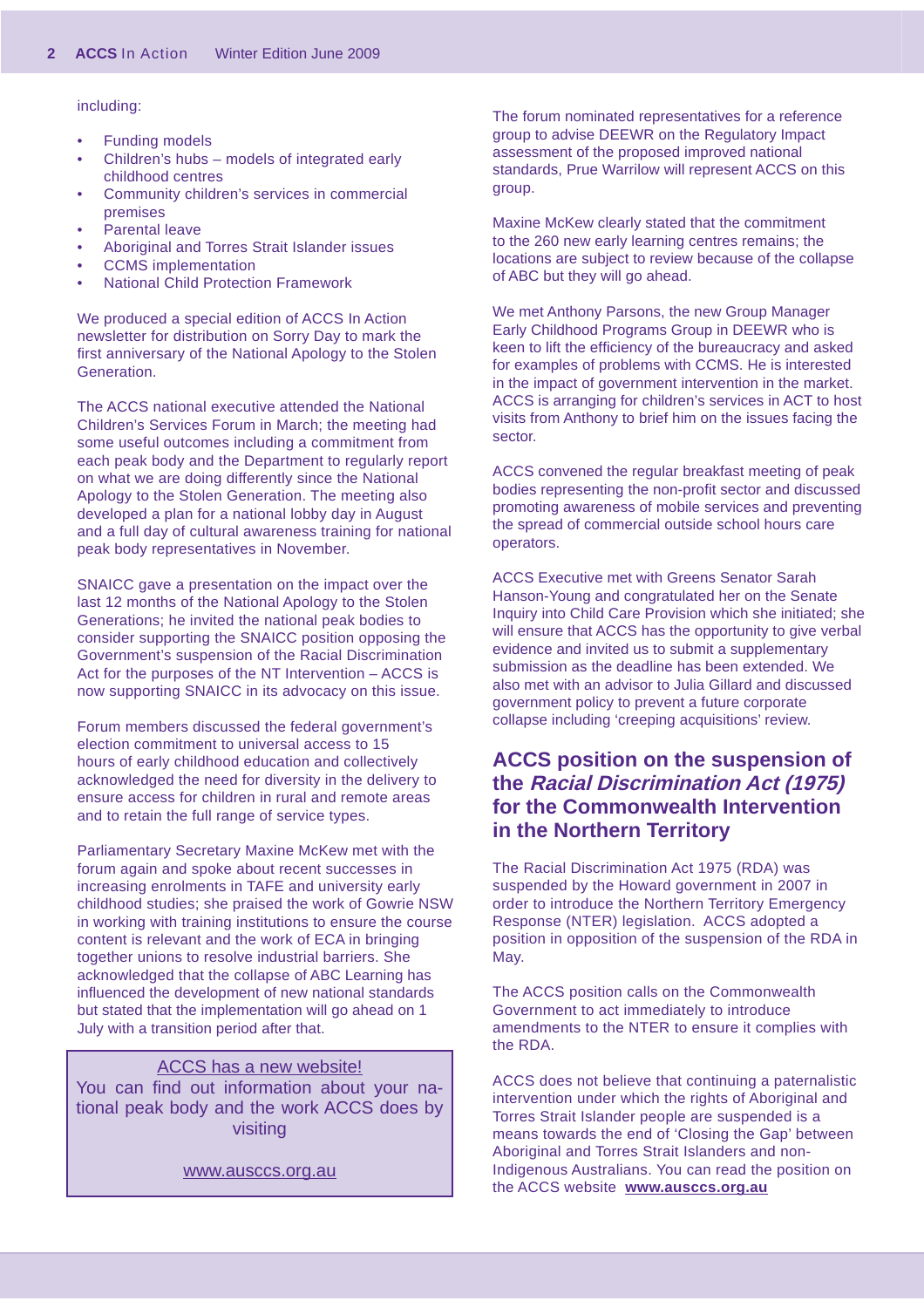including:

- Funding models
- Children's hubs – models of integrated early childhood centres
- Community children's services in commercial premises
- Parental leave
- Aboriginal and Torres Strait Islander issues
- CCMS implementation
- National Child Protection Framework

We produced a special edition of ACCS In Action newsletter for distribution on Sorry Day to mark the first anniversary of the National Apology to the Stolen Generation.

The ACCS national executive attended the National Children's Services Forum in March; the meeting had some useful outcomes including a commitment from each peak body and the Department to regularly report on what we are doing differently since the National Apology to the Stolen Generation. The meeting also developed a plan for a national lobby day in August and a full day of cultural awareness training for national peak body representatives in November.

SNAICC gave a presentation on the impact over the last 12 months of the National Apology to the Stolen Generations; he invited the national peak bodies to consider supporting the SNAICC position opposing the Government's suspension of the Racial Discrimination Act for the purposes of the NT Intervention – ACCS is now supporting SNAICC in its advocacy on this issue.

Forum members discussed the federal government's election commitment to universal access to 15 hours of early childhood education and collectively acknowledged the need for diversity in the delivery to ensure access for children in rural and remote areas and to retain the full range of service types.

Parliamentary Secretary Maxine McKew met with the forum again and spoke about recent successes in increasing enrolments in TAFE and university early childhood studies; she praised the work of Gowrie NSW in working with training institutions to ensure the course content is relevant and the work of ECA in bringing together unions to resolve industrial barriers. She acknowledged that the collapse of ABC Learning has influenced the development of new national standards but stated that the implementation will go ahead on 1 July with a transition period after that.

> ACCS has a new website!
>
> You can find out information about your national peak body and the work ACCS does by visiting
>
> www.ausccs.org.au

The forum nominated representatives for a reference group to advise DEEWR on the Regulatory Impact assessment of the proposed improved national standards, Prue Warrilow will represent ACCS on this group.

Maxine McKew clearly stated that the commitment to the 260 new early learning centres remains; the locations are subject to review because of the collapse of ABC but they will go ahead.

We met Anthony Parsons, the new Group Manager Early Childhood Programs Group in DEEWR who is keen to lift the efficiency of the bureaucracy and asked for examples of problems with CCMS. He is interested in the impact of government intervention in the market. ACCS is arranging for children's services in ACT to host visits from Anthony to brief him on the issues facing the sector.

ACCS convened the regular breakfast meeting of peak bodies representing the non-profit sector and discussed promoting awareness of mobile services and preventing the spread of commercial outside school hours care operators.

ACCS Executive met with Greens Senator Sarah Hanson-Young and congratulated her on the Senate Inquiry into Child Care Provision which she initiated; she will ensure that ACCS has the opportunity to give verbal evidence and invited us to submit a supplementary submission as the deadline has been extended. We also met with an advisor to Julia Gillard and discussed government policy to prevent a future corporate collapse including 'creeping acquisitions' review.

## ACCS position on the suspension of the *Racial Discrimination Act (1975)* for the Commonwealth Intervention in the Northern Territory

The Racial Discrimination Act 1975 (RDA) was suspended by the Howard government in 2007 in order to introduce the Northern Territory Emergency Response (NTER) legislation. ACCS adopted a position in opposition of the suspension of the RDA in May.

The ACCS position calls on the Commonwealth Government to act immediately to introduce amendments to the NTER to ensure it complies with the RDA.

ACCS does not believe that continuing a paternalistic intervention under which the rights of Aboriginal and Torres Strait Islander people are suspended is a means towards the end of 'Closing the Gap' between Aboriginal and Torres Strait Islanders and non-Indigenous Australians. You can read the position on the ACCS website **www.ausccs.org.au**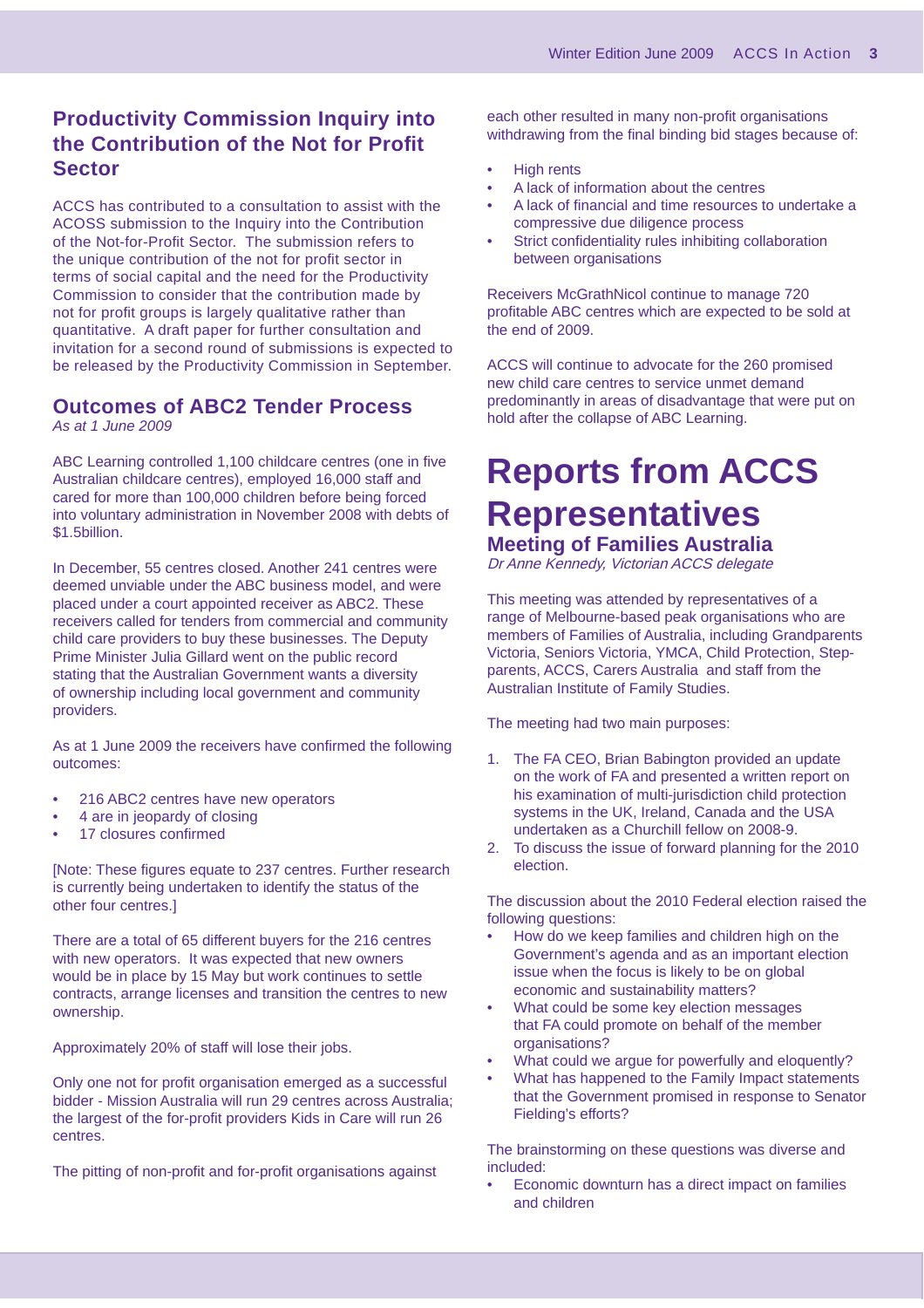## Productivity Commission Inquiry into the Contribution of the Not for Profit Sector

ACCS has contributed to a consultation to assist with the ACOSS submission to the Inquiry into the Contribution of the Not-for-Profit Sector. The submission refers to the unique contribution of the not for profit sector in terms of social capital and the need for the Productivity Commission to consider that the contribution made by not for profit groups is largely qualitative rather than quantitative. A draft paper for further consultation and invitation for a second round of submissions is expected to be released by the Productivity Commission in September.

## Outcomes of ABC2 Tender Process

*As at 1 June 2009*

ABC Learning controlled 1,100 childcare centres (one in five Australian childcare centres), employed 16,000 staff and cared for more than 100,000 children before being forced into voluntary administration in November 2008 with debts of $1.5billion.

In December, 55 centres closed. Another 241 centres were deemed unviable under the ABC business model, and were placed under a court appointed receiver as ABC2. These receivers called for tenders from commercial and community child care providers to buy these businesses. The Deputy Prime Minister Julia Gillard went on the public record stating that the Australian Government wants a diversity of ownership including local government and community providers.

As at 1 June 2009 the receivers have confirmed the following outcomes:

- 216 ABC2 centres have new operators
- 4 are in jeopardy of closing
- 17 closures confirmed

[Note: These figures equate to 237 centres. Further research is currently being undertaken to identify the status of the other four centres.]

There are a total of 65 different buyers for the 216 centres with new operators. It was expected that new owners would be in place by 15 May but work continues to settle contracts, arrange licenses and transition the centres to new ownership.

Approximately 20% of staff will lose their jobs.

Only one not for profit organisation emerged as a successful bidder - Mission Australia will run 29 centres across Australia; the largest of the for-profit providers Kids in Care will run 26 centres.

The pitting of non-profit and for-profit organisations against each other resulted in many non-profit organisations withdrawing from the final binding bid stages because of:

- High rents
- A lack of information about the centres
- A lack of financial and time resources to undertake a compressive due diligence process
- Strict confidentiality rules inhibiting collaboration between organisations

Receivers McGrathNicol continue to manage 720 profitable ABC centres which are expected to be sold at the end of 2009.

ACCS will continue to advocate for the 260 promised new child care centres to service unmet demand predominantly in areas of disadvantage that were put on hold after the collapse of ABC Learning.

# Reports from ACCS Representatives

## Meeting of Families Australia

*Dr Anne Kennedy, Victorian ACCS delegate*

This meeting was attended by representatives of a range of Melbourne-based peak organisations who are members of Families of Australia, including Grandparents Victoria, Seniors Victoria, YMCA, Child Protection, Step-parents, ACCS, Carers Australia and staff from the Australian Institute of Family Studies.

The meeting had two main purposes:

1. The FA CEO, Brian Babington provided an update on the work of FA and presented a written report on his examination of multi-jurisdiction child protection systems in the UK, Ireland, Canada and the USA undertaken as a Churchill fellow on 2008-9.
2. To discuss the issue of forward planning for the 2010 election.

The discussion about the 2010 Federal election raised the following questions:

- How do we keep families and children high on the Government's agenda and as an important election issue when the focus is likely to be on global economic and sustainability matters?
- What could be some key election messages that FA could promote on behalf of the member organisations?
- What could we argue for powerfully and eloquently?
- What has happened to the Family Impact statements that the Government promised in response to Senator Fielding's efforts?

The brainstorming on these questions was diverse and included:

- Economic downturn has a direct impact on families and children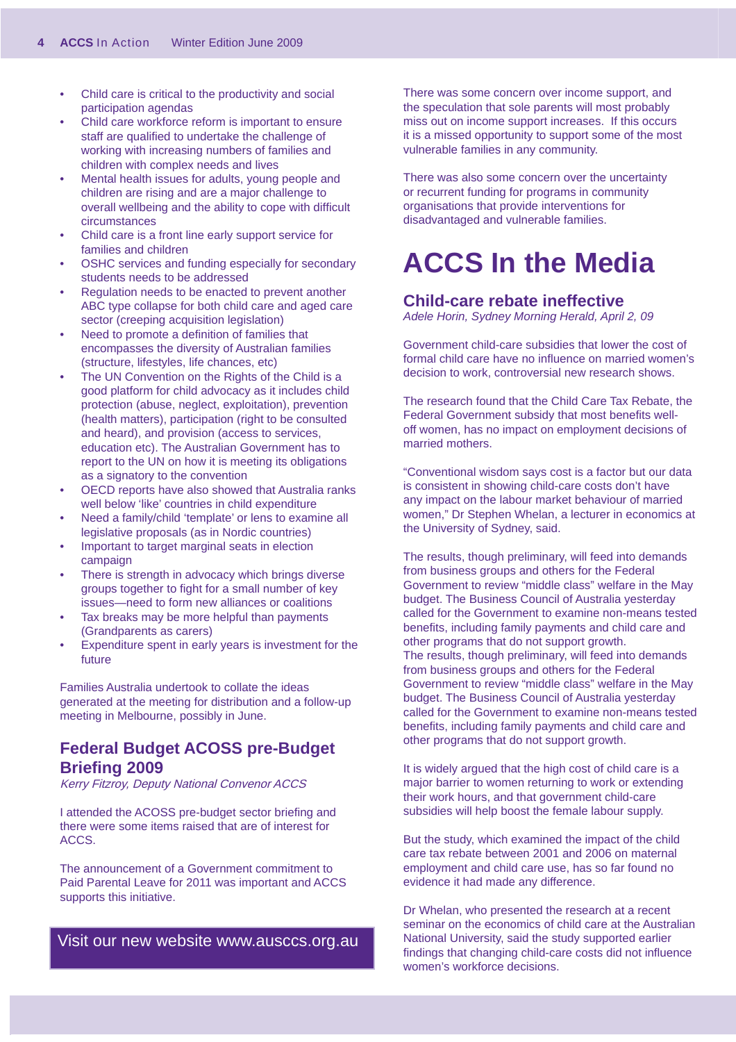- Child care is critical to the productivity and social participation agendas
- Child care workforce reform is important to ensure staff are qualified to undertake the challenge of working with increasing numbers of families and children with complex needs and lives
- Mental health issues for adults, young people and children are rising and are a major challenge to overall wellbeing and the ability to cope with difficult circumstances
- Child care is a front line early support service for families and children
- OSHC services and funding especially for secondary students needs to be addressed
- Regulation needs to be enacted to prevent another ABC type collapse for both child care and aged care sector (creeping acquisition legislation)
- Need to promote a definition of families that encompasses the diversity of Australian families (structure, lifestyles, life chances, etc)
- The UN Convention on the Rights of the Child is a good platform for child advocacy as it includes child protection (abuse, neglect, exploitation), prevention (health matters), participation (right to be consulted and heard), and provision (access to services, education etc). The Australian Government has to report to the UN on how it is meeting its obligations as a signatory to the convention
- OECD reports have also showed that Australia ranks well below 'like' countries in child expenditure
- Need a family/child 'template' or lens to examine all legislative proposals (as in Nordic countries)
- Important to target marginal seats in election campaign
- There is strength in advocacy which brings diverse groups together to fight for a small number of key issues—need to form new alliances or coalitions
- Tax breaks may be more helpful than payments (Grandparents as carers)
- Expenditure spent in early years is investment for the future

Families Australia undertook to collate the ideas generated at the meeting for distribution and a follow-up meeting in Melbourne, possibly in June.

## Federal Budget ACOSS pre-Budget Briefing 2009

*Kerry Fitzroy, Deputy National Convenor ACCS*

I attended the ACOSS pre-budget sector briefing and there were some items raised that are of interest for ACCS.

The announcement of a Government commitment to Paid Parental Leave for 2011 was important and ACCS supports this initiative.

Visit our new website www.ausccs.org.au

There was some concern over income support, and the speculation that sole parents will most probably miss out on income support increases. If this occurs it is a missed opportunity to support some of the most vulnerable families in any community.

There was also some concern over the uncertainty or recurrent funding for programs in community organisations that provide interventions for disadvantaged and vulnerable families.

# ACCS In the Media

## Child-care rebate ineffective

*Adele Horin, Sydney Morning Herald, April 2, 09*

Government child-care subsidies that lower the cost of formal child care have no influence on married women's decision to work, controversial new research shows.

The research found that the Child Care Tax Rebate, the Federal Government subsidy that most benefits well-off women, has no impact on employment decisions of married mothers.

"Conventional wisdom says cost is a factor but our data is consistent in showing child-care costs don't have any impact on the labour market behaviour of married women," Dr Stephen Whelan, a lecturer in economics at the University of Sydney, said.

The results, though preliminary, will feed into demands from business groups and others for the Federal Government to review "middle class" welfare in the May budget. The Business Council of Australia yesterday called for the Government to examine non-means tested benefits, including family payments and child care and other programs that do not support growth.
The results, though preliminary, will feed into demands from business groups and others for the Federal Government to review "middle class" welfare in the May budget. The Business Council of Australia yesterday called for the Government to examine non-means tested benefits, including family payments and child care and other programs that do not support growth.

It is widely argued that the high cost of child care is a major barrier to women returning to work or extending their work hours, and that government child-care subsidies will help boost the female labour supply.

But the study, which examined the impact of the child care tax rebate between 2001 and 2006 on maternal employment and child care use, has so far found no evidence it had made any difference.

Dr Whelan, who presented the research at a recent seminar on the economics of child care at the Australian National University, said the study supported earlier findings that changing child-care costs did not influence women's workforce decisions.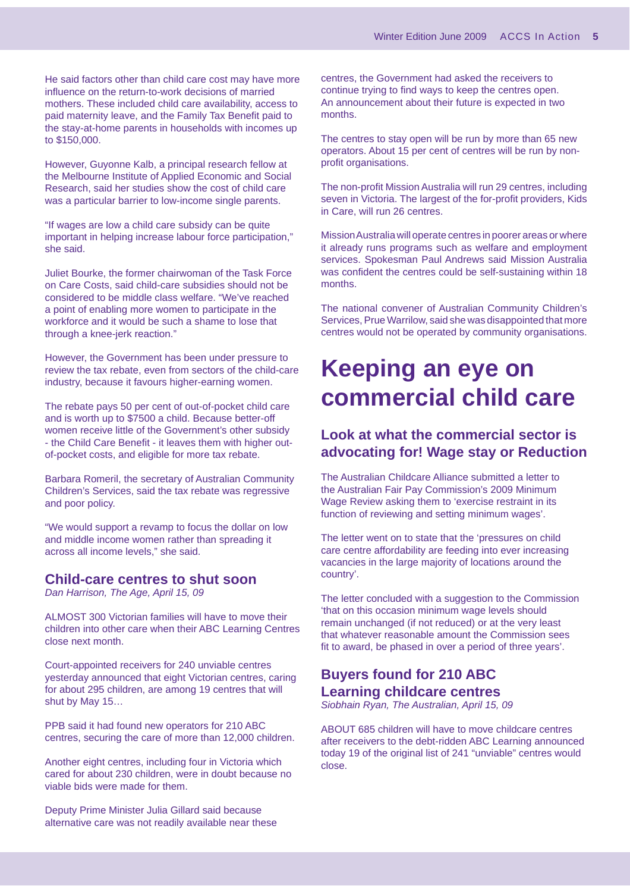He said factors other than child care cost may have more influence on the return-to-work decisions of married mothers. These included child care availability, access to paid maternity leave, and the Family Tax Benefit paid to the stay-at-home parents in households with incomes up to $150,000.

However, Guyonne Kalb, a principal research fellow at the Melbourne Institute of Applied Economic and Social Research, said her studies show the cost of child care was a particular barrier to low-income single parents.

"If wages are low a child care subsidy can be quite important in helping increase labour force participation," she said.

Juliet Bourke, the former chairwoman of the Task Force on Care Costs, said child-care subsidies should not be considered to be middle class welfare. "We've reached a point of enabling more women to participate in the workforce and it would be such a shame to lose that through a knee-jerk reaction."

However, the Government has been under pressure to review the tax rebate, even from sectors of the child-care industry, because it favours higher-earning women.

The rebate pays 50 per cent of out-of-pocket child care and is worth up to $7500 a child. Because better-off women receive little of the Government's other subsidy - the Child Care Benefit - it leaves them with higher out-of-pocket costs, and eligible for more tax rebate.

Barbara Romeril, the secretary of Australian Community Children's Services, said the tax rebate was regressive and poor policy.

"We would support a revamp to focus the dollar on low and middle income women rather than spreading it across all income levels," she said.

### Child-care centres to shut soon

*Dan Harrison, The Age, April 15, 09*

ALMOST 300 Victorian families will have to move their children into other care when their ABC Learning Centres close next month.

Court-appointed receivers for 240 unviable centres yesterday announced that eight Victorian centres, caring for about 295 children, are among 19 centres that will shut by May 15…

PPB said it had found new operators for 210 ABC centres, securing the care of more than 12,000 children.

Another eight centres, including four in Victoria which cared for about 230 children, were in doubt because no viable bids were made for them.

Deputy Prime Minister Julia Gillard said because alternative care was not readily available near these centres, the Government had asked the receivers to continue trying to find ways to keep the centres open. An announcement about their future is expected in two months.

The centres to stay open will be run by more than 65 new operators. About 15 per cent of centres will be run by non-profit organisations.

The non-profit Mission Australia will run 29 centres, including seven in Victoria. The largest of the for-profit providers, Kids in Care, will run 26 centres.

Mission Australia will operate centres in poorer areas or where it already runs programs such as welfare and employment services. Spokesman Paul Andrews said Mission Australia was confident the centres could be self-sustaining within 18 months.

The national convener of Australian Community Children's Services, Prue Warrilow, said she was disappointed that more centres would not be operated by community organisations.

# Keeping an eye on commercial child care

## Look at what the commercial sector is advocating for! Wage stay or Reduction

The Australian Childcare Alliance submitted a letter to the Australian Fair Pay Commission's 2009 Minimum Wage Review asking them to 'exercise restraint in its function of reviewing and setting minimum wages'.

The letter went on to state that the 'pressures on child care centre affordability are feeding into ever increasing vacancies in the large majority of locations around the country'.

The letter concluded with a suggestion to the Commission 'that on this occasion minimum wage levels should remain unchanged (if not reduced) or at the very least that whatever reasonable amount the Commission sees fit to award, be phased in over a period of three years'.

### Buyers found for 210 ABC Learning childcare centres

*Siobhain Ryan, The Australian, April 15, 09*

ABOUT 685 children will have to move childcare centres after receivers to the debt-ridden ABC Learning announced today 19 of the original list of 241 "unviable" centres would close.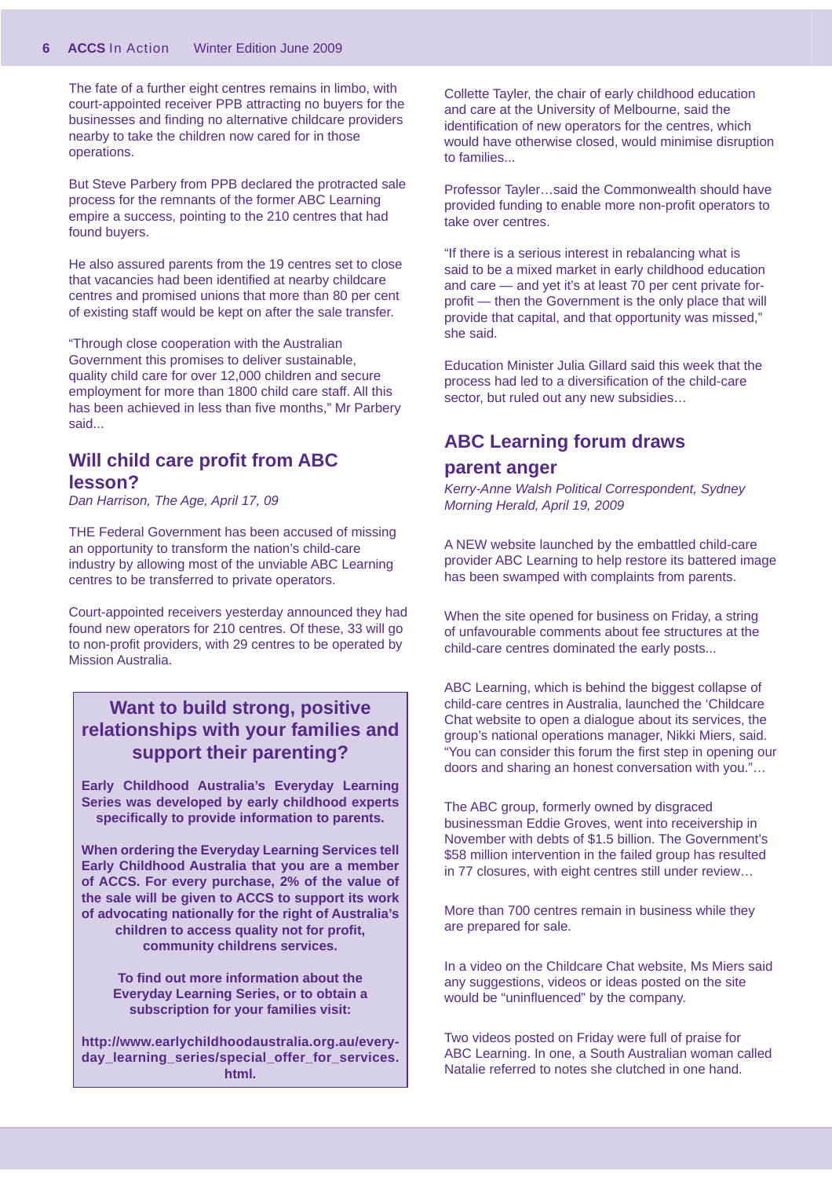The fate of a further eight centres remains in limbo, with court-appointed receiver PPB attracting no buyers for the businesses and finding no alternative childcare providers nearby to take the children now cared for in those operations.

But Steve Parbery from PPB declared the protracted sale process for the remnants of the former ABC Learning empire a success, pointing to the 210 centres that had found buyers.

He also assured parents from the 19 centres set to close that vacancies had been identified at nearby childcare centres and promised unions that more than 80 per cent of existing staff would be kept on after the sale transfer.

"Through close cooperation with the Australian Government this promises to deliver sustainable, quality child care for over 12,000 children and secure employment for more than 1800 child care staff. All this has been achieved in less than five months," Mr Parbery said...

## Will child care profit from ABC lesson?

*Dan Harrison, The Age, April 17, 09*

THE Federal Government has been accused of missing an opportunity to transform the nation's child-care industry by allowing most of the unviable ABC Learning centres to be transferred to private operators.

Court-appointed receivers yesterday announced they had found new operators for 210 centres. Of these, 33 will go to non-profit providers, with 29 centres to be operated by Mission Australia.

> **Want to build strong, positive relationships with your families and support their parenting?**
>
> **Early Childhood Australia's Everyday Learning Series was developed by early childhood experts specifically to provide information to parents.**
>
> **When ordering the Everyday Learning Services tell Early Childhood Australia that you are a member of ACCS. For every purchase, 2% of the value of the sale will be given to ACCS to support its work of advocating nationally for the right of Australia's children to access quality not for profit, community childrens services.**
>
> **To find out more information about the Everyday Learning Series, or to obtain a subscription for your families visit:**
>
> **http://www.earlychildhoodaustralia.org.au/every-day_learning_series/special_offer_for_services.html.**

Collette Tayler, the chair of early childhood education and care at the University of Melbourne, said the identification of new operators for the centres, which would have otherwise closed, would minimise disruption to families...

Professor Tayler…said the Commonwealth should have provided funding to enable more non-profit operators to take over centres.

"If there is a serious interest in rebalancing what is said to be a mixed market in early childhood education and care — and yet it's at least 70 per cent private for-profit — then the Government is the only place that will provide that capital, and that opportunity was missed," she said.

Education Minister Julia Gillard said this week that the process had led to a diversification of the child-care sector, but ruled out any new subsidies…

## ABC Learning forum draws parent anger

*Kerry-Anne Walsh Political Correspondent, Sydney Morning Herald, April 19, 2009*

A NEW website launched by the embattled child-care provider ABC Learning to help restore its battered image has been swamped with complaints from parents.

When the site opened for business on Friday, a string of unfavourable comments about fee structures at the child-care centres dominated the early posts...

ABC Learning, which is behind the biggest collapse of child-care centres in Australia, launched the 'Childcare Chat website to open a dialogue about its services, the group's national operations manager, Nikki Miers, said. "You can consider this forum the first step in opening our doors and sharing an honest conversation with you."…

The ABC group, formerly owned by disgraced businessman Eddie Groves, went into receivership in November with debts of $1.5 billion. The Government's $58 million intervention in the failed group has resulted in 77 closures, with eight centres still under review…

More than 700 centres remain in business while they are prepared for sale.

In a video on the Childcare Chat website, Ms Miers said any suggestions, videos or ideas posted on the site would be "uninfluenced" by the company.

Two videos posted on Friday were full of praise for ABC Learning. In one, a South Australian woman called Natalie referred to notes she clutched in one hand.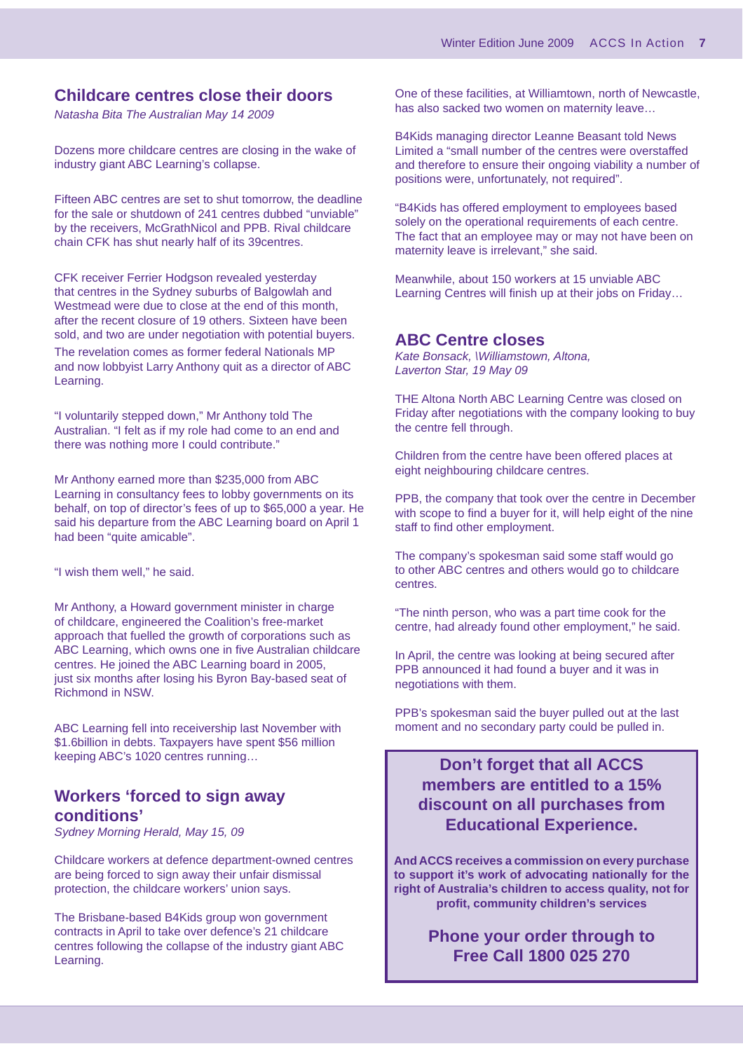## Childcare centres close their doors

*Natasha Bita The Australian May 14 2009*

Dozens more childcare centres are closing in the wake of industry giant ABC Learning's collapse.

Fifteen ABC centres are set to shut tomorrow, the deadline for the sale or shutdown of 241 centres dubbed "unviable" by the receivers, McGrathNicol and PPB. Rival childcare chain CFK has shut nearly half of its 39centres.

CFK receiver Ferrier Hodgson revealed yesterday that centres in the Sydney suburbs of Balgowlah and Westmead were due to close at the end of this month, after the recent closure of 19 others. Sixteen have been sold, and two are under negotiation with potential buyers. The revelation comes as former federal Nationals MP and now lobbyist Larry Anthony quit as a director of ABC Learning.

"I voluntarily stepped down," Mr Anthony told The Australian. "I felt as if my role had come to an end and there was nothing more I could contribute."

Mr Anthony earned more than $235,000 from ABC Learning in consultancy fees to lobby governments on its behalf, on top of director's fees of up to $65,000 a year. He said his departure from the ABC Learning board on April 1 had been "quite amicable".

"I wish them well," he said.

Mr Anthony, a Howard government minister in charge of childcare, engineered the Coalition's free-market approach that fuelled the growth of corporations such as ABC Learning, which owns one in five Australian childcare centres. He joined the ABC Learning board in 2005, just six months after losing his Byron Bay-based seat of Richmond in NSW.

ABC Learning fell into receivership last November with $1.6billion in debts. Taxpayers have spent $56 million keeping ABC's 1020 centres running…

## Workers 'forced to sign away conditions'

*Sydney Morning Herald, May 15, 09*

Childcare workers at defence department-owned centres are being forced to sign away their unfair dismissal protection, the childcare workers' union says.

The Brisbane-based B4Kids group won government contracts in April to take over defence's 21 childcare centres following the collapse of the industry giant ABC Learning.

One of these facilities, at Williamtown, north of Newcastle, has also sacked two women on maternity leave…

B4Kids managing director Leanne Beasant told News Limited a "small number of the centres were overstaffed and therefore to ensure their ongoing viability a number of positions were, unfortunately, not required".

"B4Kids has offered employment to employees based solely on the operational requirements of each centre. The fact that an employee may or may not have been on maternity leave is irrelevant," she said.

Meanwhile, about 150 workers at 15 unviable ABC Learning Centres will finish up at their jobs on Friday…

## ABC Centre closes

*Kate Bonsack, \Williamstown, Altona, Laverton Star, 19 May 09*

THE Altona North ABC Learning Centre was closed on Friday after negotiations with the company looking to buy the centre fell through.

Children from the centre have been offered places at eight neighbouring childcare centres.

PPB, the company that took over the centre in December with scope to find a buyer for it, will help eight of the nine staff to find other employment.

The company's spokesman said some staff would go to other ABC centres and others would go to childcare centres.

"The ninth person, who was a part time cook for the centre, had already found other employment," he said.

In April, the centre was looking at being secured after PPB announced it had found a buyer and it was in negotiations with them.

PPB's spokesman said the buyer pulled out at the last moment and no secondary party could be pulled in.

**Don't forget that all ACCS members are entitled to a 15% discount on all purchases from Educational Experience.**

**And ACCS receives a commission on every purchase to support it's work of advocating nationally for the right of Australia's children to access quality, not for profit, community children's services**

**Phone your order through to Free Call 1800 025 270**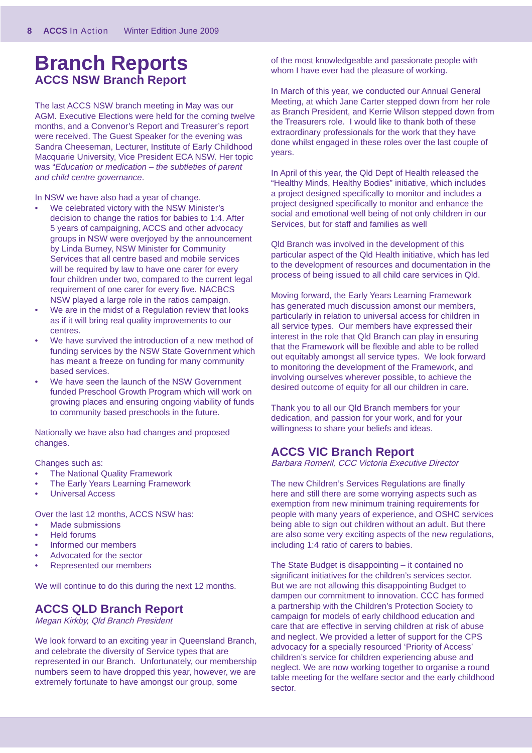# Branch Reports

## ACCS NSW Branch Report

The last ACCS NSW branch meeting in May was our AGM. Executive Elections were held for the coming twelve months, and a Convenor's Report and Treasurer's report were received. The Guest Speaker for the evening was Sandra Cheeseman, Lecturer, Institute of Early Childhood Macquarie University, Vice President ECA NSW. Her topic was "*Education or medication – the subtleties of parent and child centre governance*.

In NSW we have also had a year of change.

- We celebrated victory with the NSW Minister's decision to change the ratios for babies to 1:4. After 5 years of campaigning, ACCS and other advocacy groups in NSW were overjoyed by the announcement by Linda Burney, NSW Minister for Community Services that all centre based and mobile services will be required by law to have one carer for every four children under two, compared to the current legal requirement of one carer for every five. NACBCS NSW played a large role in the ratios campaign.
- We are in the midst of a Regulation review that looks as if it will bring real quality improvements to our centres.
- We have survived the introduction of a new method of funding services by the NSW State Government which has meant a freeze on funding for many community based services.
- We have seen the launch of the NSW Government funded Preschool Growth Program which will work on growing places and ensuring ongoing viability of funds to community based preschools in the future.

Nationally we have also had changes and proposed changes.

Changes such as:

- The National Quality Framework
- The Early Years Learning Framework
- Universal Access

Over the last 12 months, ACCS NSW has:

- Made submissions
- Held forums
- Informed our members
- Advocated for the sector
- Represented our members

We will continue to do this during the next 12 months.

## ACCS QLD Branch Report

*Megan Kirkby, Qld Branch President*

We look forward to an exciting year in Queensland Branch, and celebrate the diversity of Service types that are represented in our Branch. Unfortunately, our membership numbers seem to have dropped this year, however, we are extremely fortunate to have amongst our group, some of the most knowledgeable and passionate people with whom I have ever had the pleasure of working.

In March of this year, we conducted our Annual General Meeting, at which Jane Carter stepped down from her role as Branch President, and Kerrie Wilson stepped down from the Treasurers role. I would like to thank both of these extraordinary professionals for the work that they have done whilst engaged in these roles over the last couple of years.

In April of this year, the Qld Dept of Health released the "Healthy Minds, Healthy Bodies" initiative, which includes a project designed specifically to monitor and includes a project designed specifically to monitor and enhance the social and emotional well being of not only children in our Services, but for staff and families as well

Qld Branch was involved in the development of this particular aspect of the Qld Health initiative, which has led to the development of resources and documentation in the process of being issued to all child care services in Qld.

Moving forward, the Early Years Learning Framework has generated much discussion amonst our members, particularly in relation to universal access for children in all service types. Our members have expressed their interest in the role that Qld Branch can play in ensuring that the Framework will be flexible and able to be rolled out equitably amongst all service types. We look forward to monitoring the development of the Framework, and involving ourselves wherever possible, to achieve the desired outcome of equity for all our children in care.

Thank you to all our Qld Branch members for your dedication, and passion for your work, and for your willingness to share your beliefs and ideas.

## ACCS VIC Branch Report

*Barbara Romeril, CCC Victoria Executive Director*

The new Children's Services Regulations are finally here and still there are some worrying aspects such as exemption from new minimum training requirements for people with many years of experience, and OSHC services being able to sign out children without an adult. But there are also some very exciting aspects of the new regulations, including 1:4 ratio of carers to babies.

The State Budget is disappointing – it contained no significant initiatives for the children's services sector. But we are not allowing this disappointing Budget to dampen our commitment to innovation. CCC has formed a partnership with the Children's Protection Society to campaign for models of early childhood education and care that are effective in serving children at risk of abuse and neglect. We provided a letter of support for the CPS advocacy for a specially resourced 'Priority of Access' children's service for children experiencing abuse and neglect. We are now working together to organise a round table meeting for the welfare sector and the early childhood sector.